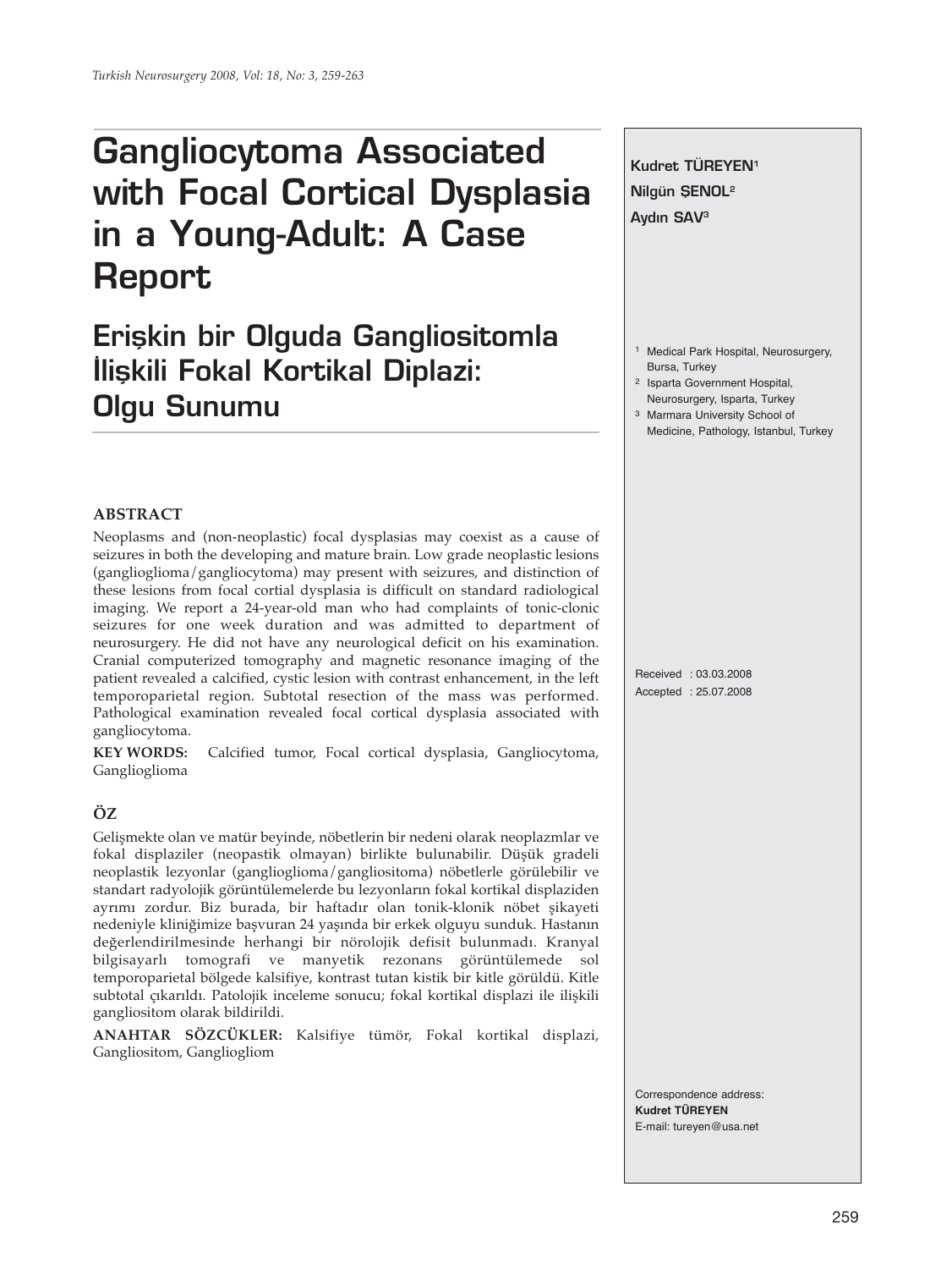# Gangliocytoma Associated with Focal Cortical Dysplasia in a Young-Adult: A Case Report

## Erişkin bir Olguda Gangliositomla İlişkili Fokal Kortikal Diplazi: Olgu Sunumu

**Kudret TÜREYEN**[1]
**Nilgün ŞENOL**[2]
**Aydın SAV**[3]

[1] Medical Park Hospital, Neurosurgery, Bursa, Turkey
[2] Isparta Government Hospital, Neurosurgery, Isparta, Turkey
[3] Marmara University School of Medicine, Pathology, Istanbul, Turkey

Received : 03.03.2008
Accepted : 25.07.2008

### ABSTRACT

Neoplasms and (non-neoplastic) focal dysplasias may coexist as a cause of seizures in both the developing and mature brain. Low grade neoplastic lesions (ganglioglioma/gangliocytoma) may present with seizures, and distinction of these lesions from focal cortial dysplasia is difficult on standard radiological imaging. We report a 24-year-old man who had complaints of tonic-clonic seizures for one week duration and was admitted to department of neurosurgery. He did not have any neurological deficit on his examination. Cranial computerized tomography and magnetic resonance imaging of the patient revealed a calcified, cystic lesion with contrast enhancement, in the left temporoparietal region. Subtotal resection of the mass was performed. Pathological examination revealed focal cortical dysplasia associated with gangliocytoma.

**KEY WORDS:** Calcified tumor, Focal cortical dysplasia, Gangliocytoma, Ganglioglioma

### ÖZ

Gelişmekte olan ve matür beyinde, nöbetlerin bir nedeni olarak neoplazmlar ve fokal displaziler (neopastik olmayan) birlikte bulunabilir. Düşük gradeli neoplastik lezyonlar (ganglioglioma/gangliositoma) nöbetlerle görülebilir ve standart radyolojik görüntülemelerde bu lezyonların fokal kortikal displaziden ayrımı zordur. Biz burada, bir haftadır olan tonik-klonik nöbet şikayeti nedeniyle kliniğimize başvuran 24 yaşında bir erkek olguyu sunduk. Hastanın değerlendirilmesinde herhangi bir nörolojik defisit bulunmadı. Kranyal bilgisayarlı tomografi ve manyetik rezonans görüntülemede sol temporoparietal bölgede kalsifiye, kontrast tutan kistik bir kitle görüldü. Kitle subtotal çıkarıldı. Patolojik inceleme sonucu; fokal kortikal displazi ile ilişkili gangliositom olarak bildirildi.

**ANAHTAR SÖZCÜKLER:** Kalsifiye tümör, Fokal kortikal displazi, Gangliositom, Gangliogliom

Correspondence address:
**Kudret TÜREYEN**
E-mail: tureyen@usa.net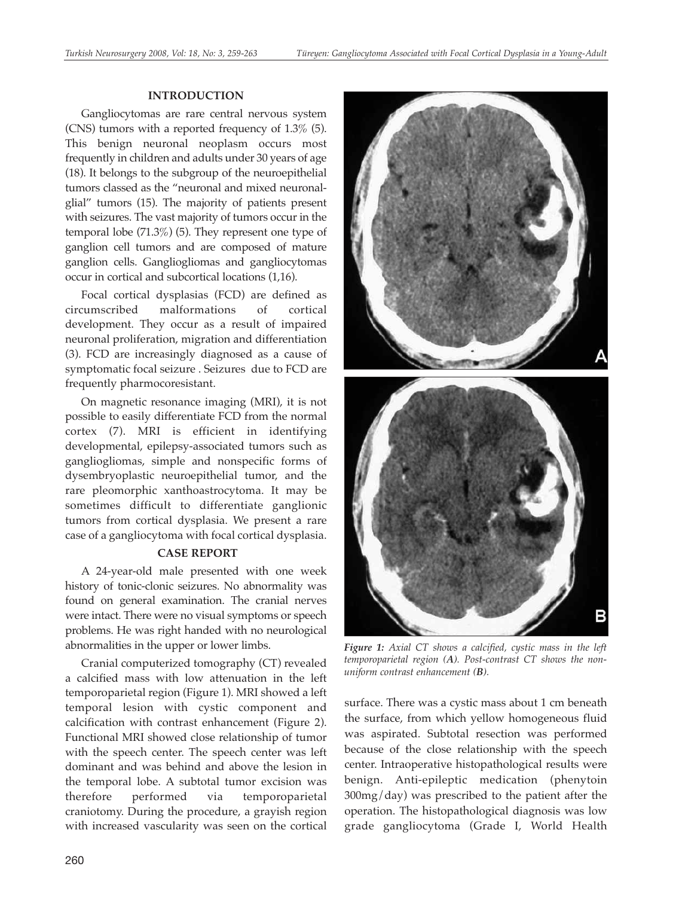## INTRODUCTION

Gangliocytomas are rare central nervous system (CNS) tumors with a reported frequency of 1.3% (5). This benign neuronal neoplasm occurs most frequently in children and adults under 30 years of age (18). It belongs to the subgroup of the neuroepithelial tumors classed as the "neuronal and mixed neuronal-glial" tumors (15). The majority of patients present with seizures. The vast majority of tumors occur in the temporal lobe (71.3%) (5). They represent one type of ganglion cell tumors and are composed of mature ganglion cells. Gangliogliomas and gangliocytomas occur in cortical and subcortical locations (1,16).

Focal cortical dysplasias (FCD) are defined as circumscribed malformations of cortical development. They occur as a result of impaired neuronal proliferation, migration and differentiation (3). FCD are increasingly diagnosed as a cause of symptomatic focal seizure . Seizures due to FCD are frequently pharmocoresistant.

On magnetic resonance imaging (MRI), it is not possible to easily differentiate FCD from the normal cortex (7). MRI is efficient in identifying developmental, epilepsy-associated tumors such as gangliogliomas, simple and nonspecific forms of dysembryoplastic neuroepithelial tumor, and the rare pleomorphic xanthoastrocytoma. It may be sometimes difficult to differentiate ganglionic tumors from cortical dysplasia. We present a rare case of a gangliocytoma with focal cortical dysplasia.

## CASE REPORT

A 24-year-old male presented with one week history of tonic-clonic seizures. No abnormality was found on general examination. The cranial nerves were intact. There were no visual symptoms or speech problems. He was right handed with no neurological abnormalities in the upper or lower limbs.

Cranial computerized tomography (CT) revealed a calcified mass with low attenuation in the left temporoparietal region (Figure 1). MRI showed a left temporal lesion with cystic component and calcification with contrast enhancement (Figure 2). Functional MRI showed close relationship of tumor with the speech center. The speech center was left dominant and was behind and above the lesion in the temporal lobe. A subtotal tumor excision was therefore performed via temporoparietal craniotomy. During the procedure, a grayish region with increased vascularity was seen on the cortical surface. There was a cystic mass about 1 cm beneath the surface, from which yellow homogeneous fluid was aspirated. Subtotal resection was performed because of the close relationship with the speech center. Intraoperative histopathological results were benign. Anti-epileptic medication (phenytoin 300mg/day) was prescribed to the patient after the operation. The histopathological diagnosis was low grade gangliocytoma (Grade I, World Health

***Figure 1:*** *Axial CT shows a calcified, cystic mass in the left temporoparietal region (**A**). Post-contrast CT shows the non-uniform contrast enhancement (**B**).*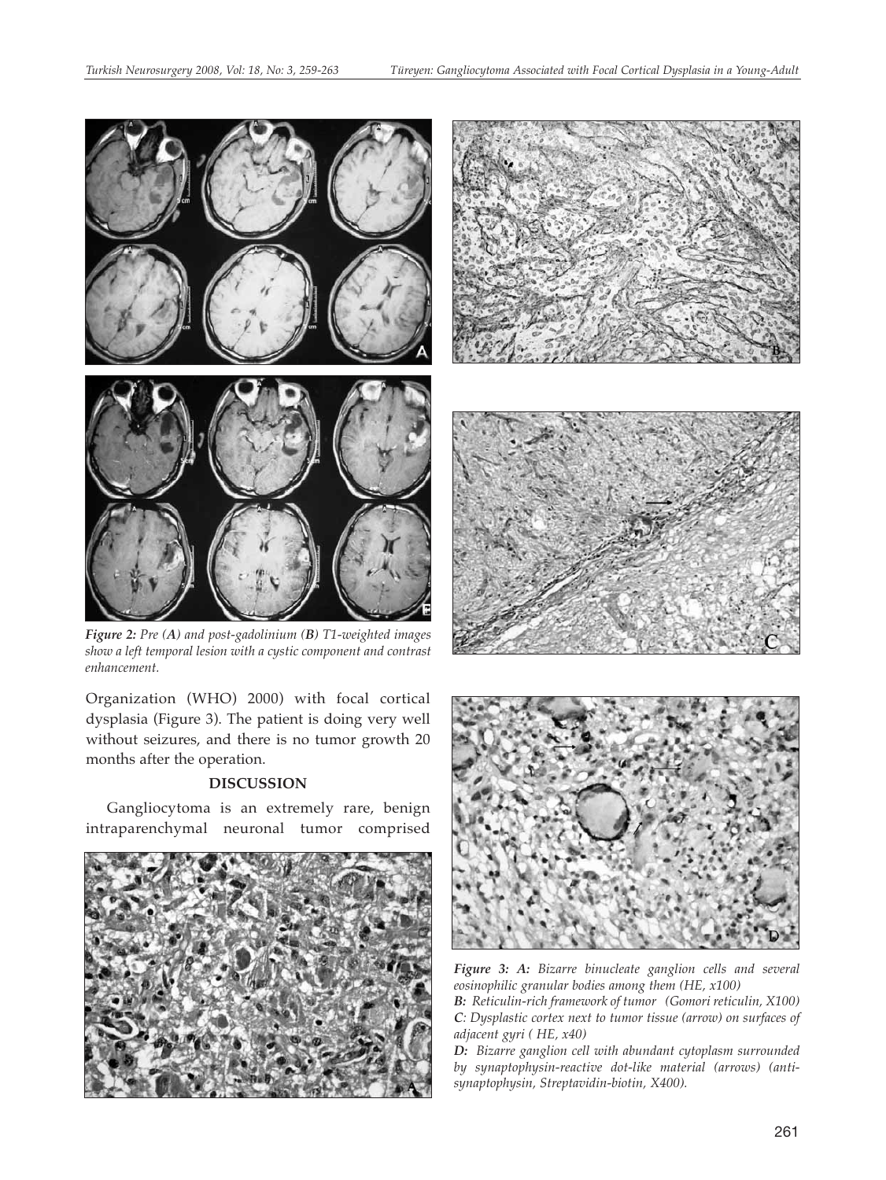*Figure 2: Pre (**A**) and post-gadolinium (**B**) T1-weighted images show a left temporal lesion with a cystic component and contrast enhancement.*

Organization (WHO) 2000) with focal cortical dysplasia (Figure 3). The patient is doing very well without seizures, and there is no tumor growth 20 months after the operation.

## DISCUSSION

Gangliocytoma is an extremely rare, benign intraparenchymal neuronal tumor comprised

*Figure 3: **A:** Bizarre binucleate ganglion cells and several eosinophilic granular bodies among them (HE, x100)*

***B:** Reticulin-rich framework of tumor (Gomori reticulin, X100)*

***C**: Dysplastic cortex next to tumor tissue (arrow) on surfaces of adjacent gyri ( HE, x40)*

***D:** Bizarre ganglion cell with abundant cytoplasm surrounded by synaptophysin-reactive dot-like material (arrows) (anti-synaptophysin, Streptavidin-biotin, X400).*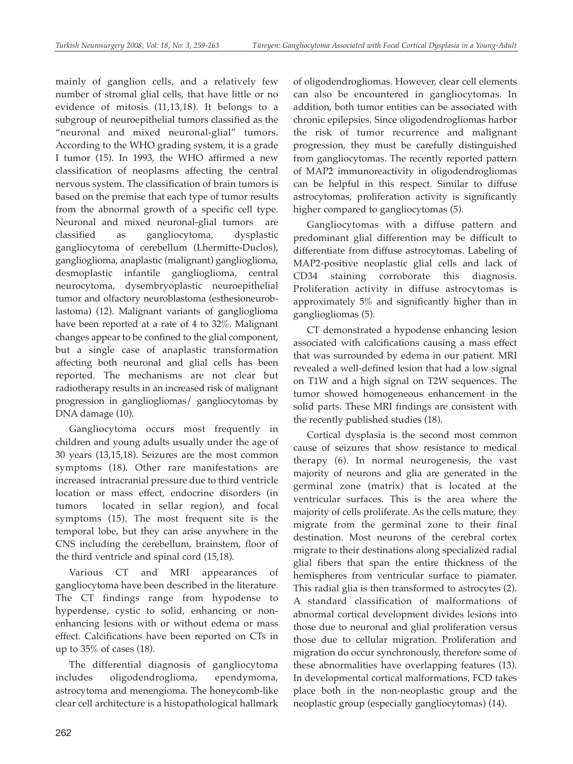mainly of ganglion cells, and a relatively few number of stromal glial cells, that have little or no evidence of mitosis (11,13,18). It belongs to a subgroup of neuroepithelial tumors classified as the "neuronal and mixed neuronal-glial" tumors. According to the WHO grading system, it is a grade I tumor (15). In 1993, the WHO affirmed a new classification of neoplasms affecting the central nervous system. The classification of brain tumors is based on the premise that each type of tumor results from the abnormal growth of a specific cell type. Neuronal and mixed neuronal-glial tumors are classified as gangliocytoma, dysplastic gangliocytoma of cerebellum (Lhermitte-Duclos), ganglioglioma, anaplastic (malignant) ganglioglioma, desmoplastic infantile ganglioglioma, central neurocytoma, dysembryoplastic neuroepithelial tumor and olfactory neuroblastoma (esthesioneuroblastoma) (12). Malignant variants of ganglioglioma have been reported at a rate of 4 to 32%. Malignant changes appear to be confined to the glial component, but a single case of anaplastic transformation affecting both neuronal and glial cells has been reported. The mechanisms are not clear but radiotherapy results in an increased risk of malignant progression in gangliogliomas/ gangliocytomas by DNA damage (10).

Gangliocytoma occurs most frequently in children and young adults usually under the age of 30 years (13,15,18). Seizures are the most common symptoms (18). Other rare manifestations are increased intracranial pressure due to third ventricle location or mass effect, endocrine disorders (in tumors located in sellar region), and focal symptoms (15). The most frequent site is the temporal lobe, but they can arise anywhere in the CNS including the cerebellum, brainstem, floor of the third ventricle and spinal cord (15,18).

Various CT and MRI appearances of gangliocytoma have been described in the literature. The CT findings range from hypodense to hyperdense, cystic to solid, enhancing or non-enhancing lesions with or without edema or mass effect. Calcifications have been reported on CTs in up to 35% of cases (18).

The differential diagnosis of gangliocytoma includes oligodendroglioma, ependymoma, astrocytoma and menengioma. The honeycomb-like clear cell architecture is a histopathological hallmark of oligodendrogliomas. However, clear cell elements can also be encountered in gangliocytomas. In addition, both tumor entities can be associated with chronic epilepsies. Since oligodendrogliomas harbor the risk of tumor recurrence and malignant progression, they must be carefully distinguished from gangliocytomas. The recently reported pattern of MAP2 immunoreactivity in oligodendrogliomas can be helpful in this respect. Similar to diffuse astrocytomas, proliferation activity is significantly higher compared to gangliocytomas (5).

Gangliocytomas with a diffuse pattern and predominant glial differention may be difficult to differentiate from diffuse astrocytomas. Labeling of MAP2-positive neoplastic glial cells and lack of CD34 staining corroborate this diagnosis. Proliferation activity in diffuse astrocytomas is approximately 5% and significantly higher than in gangliogliomas (5).

CT demonstrated a hypodense enhancing lesion associated with calcifications causing a mass effect that was surrounded by edema in our patient. MRI revealed a well-defined lesion that had a low signal on T1W and a high signal on T2W sequences. The tumor showed homogeneous enhancement in the solid parts. These MRI findings are consistent with the recently published studies (18).

Cortical dysplasia is the second most common cause of seizures that show resistance to medical therapy (6). In normal neurogenesis, the vast majority of neurons and glia are generated in the germinal zone (matrix) that is located at the ventricular surfaces. This is the area where the majority of cells proliferate. As the cells mature, they migrate from the germinal zone to their final destination. Most neurons of the cerebral cortex migrate to their destinations along specialized radial glial fibers that span the entire thickness of the hemispheres from ventricular surface to piamater. This radial glia is then transformed to astrocytes (2). A standard classification of malformations of abnormal cortical development divides lesions into those due to neuronal and glial proliferation versus those due to cellular migration. Proliferation and migration do occur synchronously, therefore some of these abnormalities have overlapping features (13). In developmental cortical malformations, FCD takes place both in the non-neoplastic group and the neoplastic group (especially gangliocytomas) (14).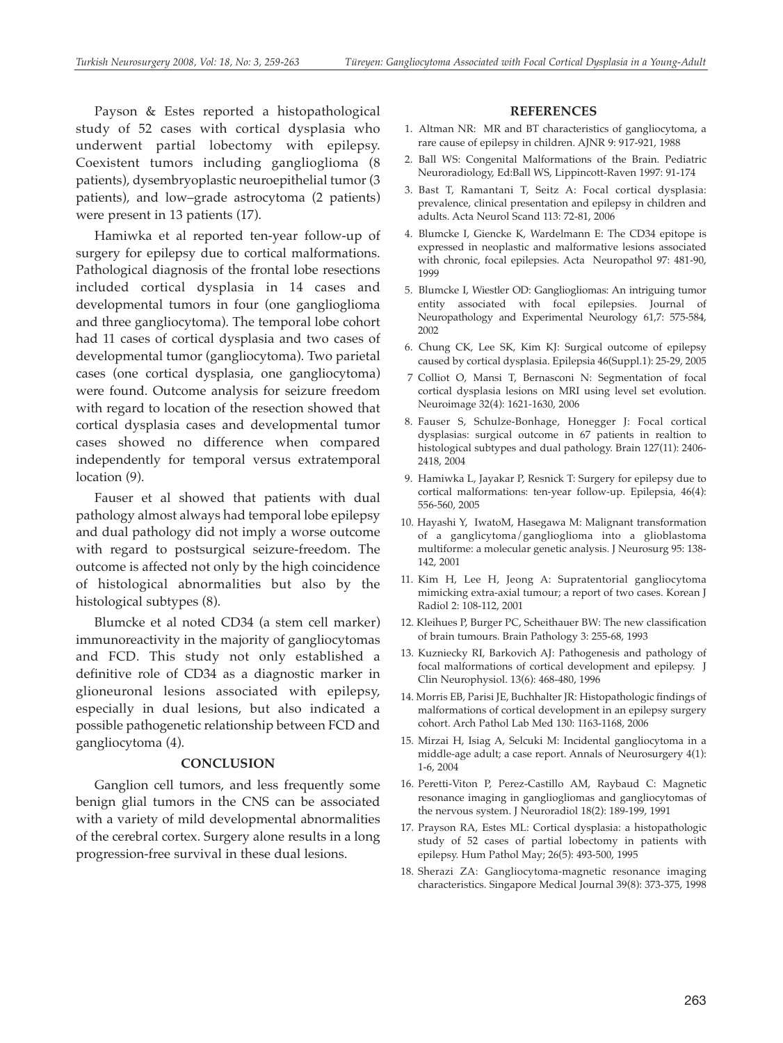Payson & Estes reported a histopathological study of 52 cases with cortical dysplasia who underwent partial lobectomy with epilepsy. Coexistent tumors including ganglioglioma (8 patients), dysembryoplastic neuroepithelial tumor (3 patients), and low–grade astrocytoma (2 patients) were present in 13 patients (17).

Hamiwka et al reported ten-year follow-up of surgery for epilepsy due to cortical malformations. Pathological diagnosis of the frontal lobe resections included cortical dysplasia in 14 cases and developmental tumors in four (one ganglioglioma and three gangliocytoma). The temporal lobe cohort had 11 cases of cortical dysplasia and two cases of developmental tumor (gangliocytoma). Two parietal cases (one cortical dysplasia, one gangliocytoma) were found. Outcome analysis for seizure freedom with regard to location of the resection showed that cortical dysplasia cases and developmental tumor cases showed no difference when compared independently for temporal versus extratemporal location (9).

Fauser et al showed that patients with dual pathology almost always had temporal lobe epilepsy and dual pathology did not imply a worse outcome with regard to postsurgical seizure-freedom. The outcome is affected not only by the high coincidence of histological abnormalities but also by the histological subtypes (8).

Blumcke et al noted CD34 (a stem cell marker) immunoreactivity in the majority of gangliocytomas and FCD. This study not only established a definitive role of CD34 as a diagnostic marker in glioneuronal lesions associated with epilepsy, especially in dual lesions, but also indicated a possible pathogenetic relationship between FCD and gangliocytoma (4).

## CONCLUSION

Ganglion cell tumors, and less frequently some benign glial tumors in the CNS can be associated with a variety of mild developmental abnormalities of the cerebral cortex. Surgery alone results in a long progression-free survival in these dual lesions.

## REFERENCES

1. Altman NR: MR and BT characteristics of gangliocytoma, a rare cause of epilepsy in children. AJNR 9: 917-921, 1988
2. Ball WS: Congenital Malformations of the Brain. Pediatric Neuroradiology, Ed:Ball WS, Lippincott-Raven 1997: 91-174
3. Bast T, Ramantani T, Seitz A: Focal cortical dysplasia: prevalence, clinical presentation and epilepsy in children and adults. Acta Neurol Scand 113: 72-81, 2006
4. Blumcke I, Giencke K, Wardelmann E: The CD34 epitope is expressed in neoplastic and malformative lesions associated with chronic, focal epilepsies. Acta Neuropathol 97: 481-90, 1999
5. Blumcke I, Wiestler OD: Gangliogliomas: An intriguing tumor entity associated with focal epilepsies. Journal of Neuropathology and Experimental Neurology 61,7: 575-584, 2002
6. Chung CK, Lee SK, Kim KJ: Surgical outcome of epilepsy caused by cortical dysplasia. Epilepsia 46(Suppl.1): 25-29, 2005
7. Colliot O, Mansi T, Bernasconi N: Segmentation of focal cortical dysplasia lesions on MRI using level set evolution. Neuroimage 32(4): 1621-1630, 2006
8. Fauser S, Schulze-Bonhage, Honegger J: Focal cortical dysplasias: surgical outcome in 67 patients in realtion to histological subtypes and dual pathology. Brain 127(11): 2406-2418, 2004
9. Hamiwka L, Jayakar P, Resnick T: Surgery for epilepsy due to cortical malformations: ten-year follow-up. Epilepsia, 46(4): 556-560, 2005
10. Hayashi Y, IwatoM, Hasegawa M: Malignant transformation of a ganglicytoma/ganglioglioma into a glioblastoma multiforme: a molecular genetic analysis. J Neurosurg 95: 138-142, 2001
11. Kim H, Lee H, Jeong A: Supratentorial gangliocytoma mimicking extra-axial tumour; a report of two cases. Korean J Radiol 2: 108-112, 2001
12. Kleihues P, Burger PC, Scheithauer BW: The new classification of brain tumours. Brain Pathology 3: 255-68, 1993
13. Kuzniecky RI, Barkovich AJ: Pathogenesis and pathology of focal malformations of cortical development and epilepsy. J Clin Neurophysiol. 13(6): 468-480, 1996
14. Morris EB, Parisi JE, Buchhalter JR: Histopathologic findings of malformations of cortical development in an epilepsy surgery cohort. Arch Pathol Lab Med 130: 1163-1168, 2006
15. Mirzai H, Isiag A, Selcuki M: Incidental gangliocytoma in a middle-age adult; a case report. Annals of Neurosurgery 4(1): 1-6, 2004
16. Peretti-Viton P, Perez-Castillo AM, Raybaud C: Magnetic resonance imaging in gangliogliomas and gangliocytomas of the nervous system. J Neuroradiol 18(2): 189-199, 1991
17. Prayson RA, Estes ML: Cortical dysplasia: a histopathologic study of 52 cases of partial lobectomy in patients with epilepsy. Hum Pathol May; 26(5): 493-500, 1995
18. Sherazi ZA: Gangliocytoma-magnetic resonance imaging characteristics. Singapore Medical Journal 39(8): 373-375, 1998